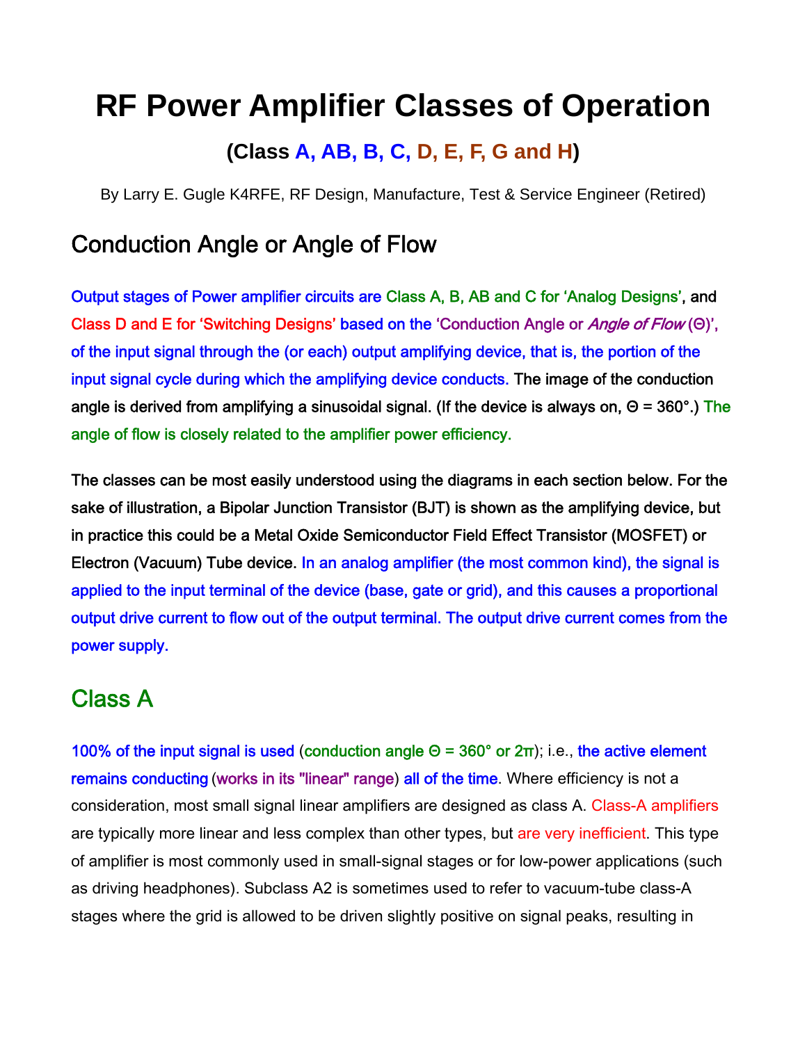# RF Power Amplifier Classes of Operation

## (Class A, AB, B, C, D, E, F, G and H)

By Larry E. Gugle K4RFE, RF Design, Manufacture, Test & Service Engineer (Retired)

## Conduction Angle or Angle of Flow

Output stages of Power amplifier circuits are Class A, B, AB and C for 'Analog Designs', and Class D and E for 'Switching Designs' based on the 'Conduction Angle or *Angle of Flow* (Θ)', of the input signal through the (or each) output amplifying device, that is, the portion of the input signal cycle during which the amplifying device conducts. The image of the conduction angle is derived from amplifying a sinusoidal signal. (If the device is always on, Θ = 360°.) The angle of flow is closely related to the amplifier power efficiency.

The classes can be most easily understood using the diagrams in each section below. For the sake of illustration, a Bipolar Junction Transistor (BJT) is shown as the amplifying device, but in practice this could be a Metal Oxide Semiconductor Field Effect Transistor (MOSFET) or Electron (Vacuum) Tube device. In an analog amplifier (the most common kind), the signal is applied to the input terminal of the device (base, gate or grid), and this causes a proportional output drive current to flow out of the output terminal. The output drive current comes from the power supply.

## Class A

100% of the input signal is used (conduction angle Θ = 360° or 2π); i.e., the active element remains conducting (works in its "linear" range) all of the time. Where efficiency is not a consideration, most small signal linear amplifiers are designed as class A. Class-A amplifiers are typically more linear and less complex than other types, but are very inefficient. This type of amplifier is most commonly used in small-signal stages or for low-power applications (such as driving headphones). Subclass A2 is sometimes used to refer to vacuum-tube class-A stages where the grid is allowed to be driven slightly positive on signal peaks, resulting in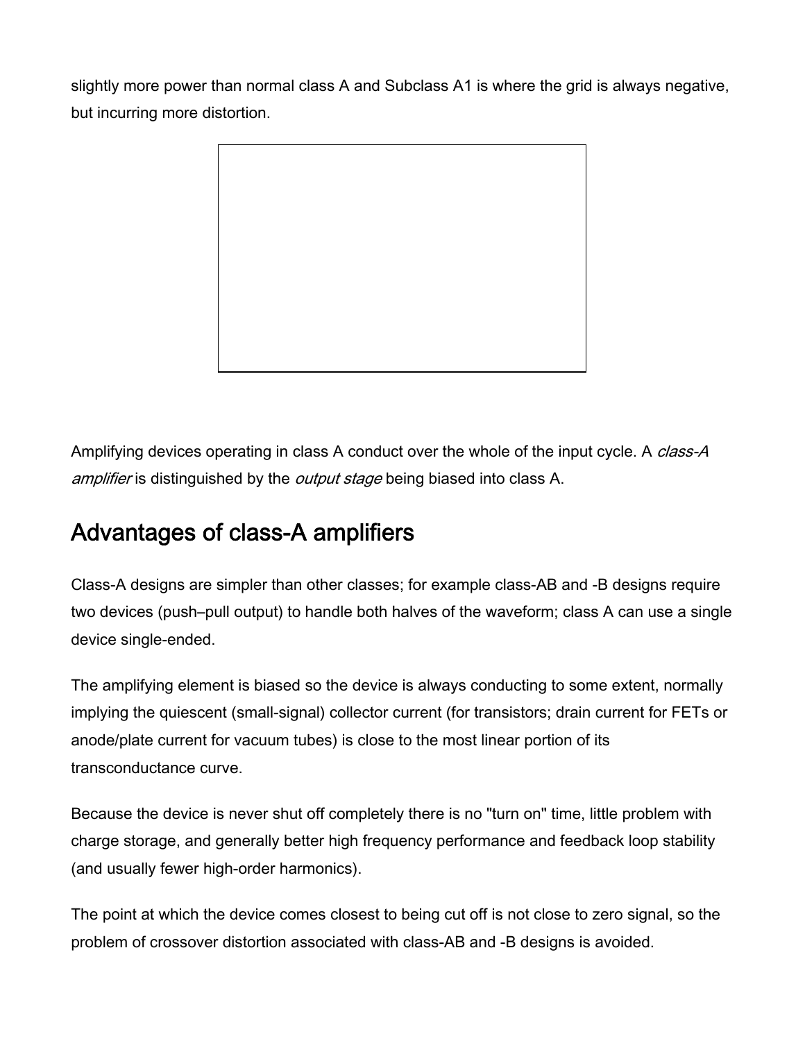slightly more power than normal class A and Subclass A1 is where the grid is always negative, but incurring more distortion.

Amplifying devices operating in class A conduct over the whole of the input cycle. A *class-A amplifier* is distinguished by the *output stage* being biased into class A.

## Advantages of class-A amplifiers

Class-A designs are simpler than other classes; for example class-AB and -B designs require two devices (push–pull output) to handle both halves of the waveform; class A can use a single device single-ended.

The amplifying element is biased so the device is always conducting to some extent, normally implying the quiescent (small-signal) collector current (for transistors; drain current for FETs or anode/plate current for vacuum tubes) is close to the most linear portion of its transconductance curve.

Because the device is never shut off completely there is no "turn on" time, little problem with charge storage, and generally better high frequency performance and feedback loop stability (and usually fewer high-order harmonics).

The point at which the device comes closest to being cut off is not close to zero signal, so the problem of crossover distortion associated with class-AB and -B designs is avoided.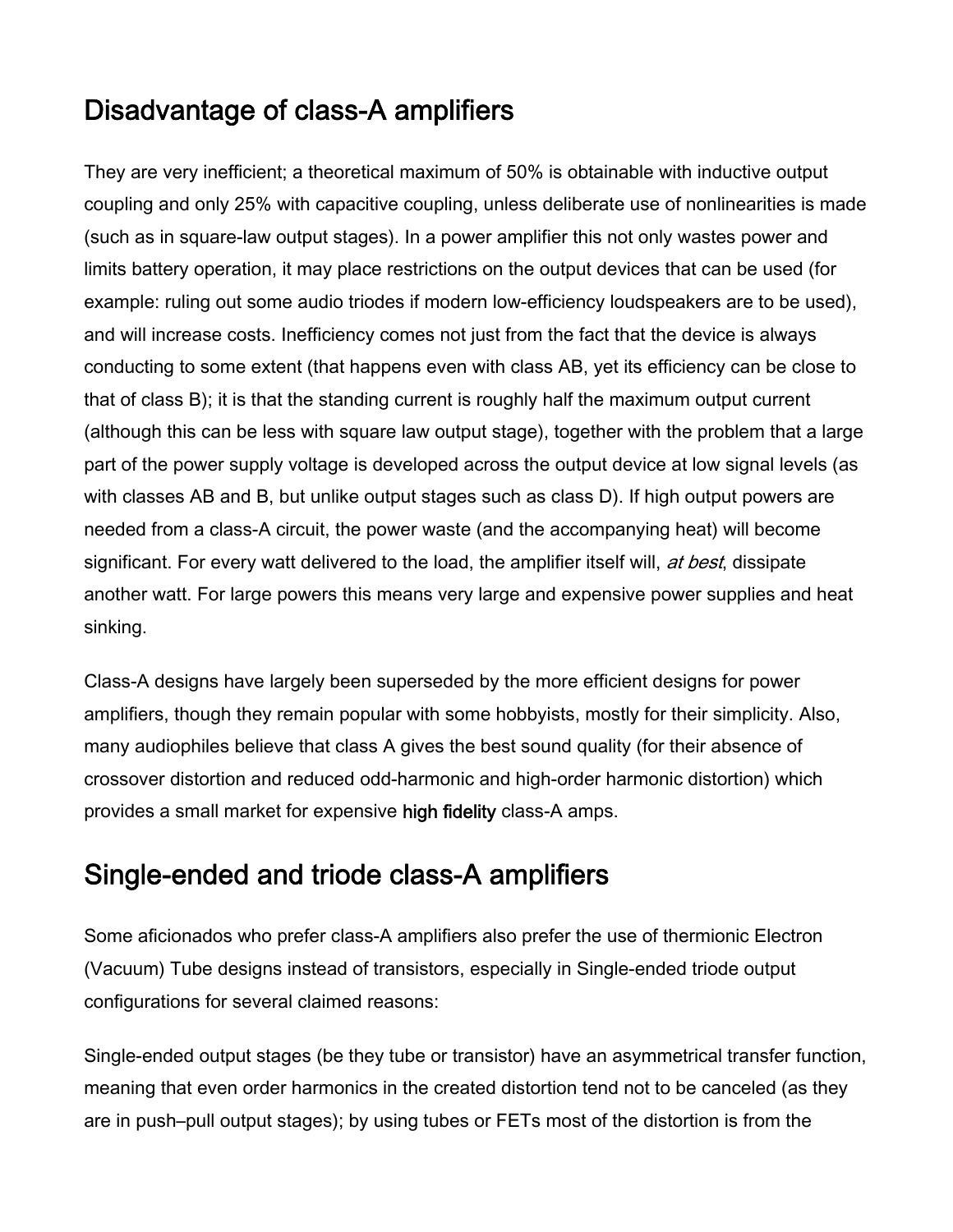## Disadvantage of class-A amplifiers

They are very inefficient; a theoretical maximum of 50% is obtainable with inductive output coupling and only 25% with capacitive coupling, unless deliberate use of nonlinearities is made (such as in square-law output stages). In a power amplifier this not only wastes power and limits battery operation, it may place restrictions on the output devices that can be used (for example: ruling out some audio triodes if modern low-efficiency loudspeakers are to be used), and will increase costs. Inefficiency comes not just from the fact that the device is always conducting to some extent (that happens even with class AB, yet its efficiency can be close to that of class B); it is that the standing current is roughly half the maximum output current (although this can be less with square law output stage), together with the problem that a large part of the power supply voltage is developed across the output device at low signal levels (as with classes AB and B, but unlike output stages such as class D). If high output powers are needed from a class-A circuit, the power waste (and the accompanying heat) will become significant. For every watt delivered to the load, the amplifier itself will, *at best*, dissipate another watt. For large powers this means very large and expensive power supplies and heat sinking.

Class-A designs have largely been superseded by the more efficient designs for power amplifiers, though they remain popular with some hobbyists, mostly for their simplicity. Also, many audiophiles believe that class A gives the best sound quality (for their absence of crossover distortion and reduced odd-harmonic and high-order harmonic distortion) which provides a small market for expensive high fidelity class-A amps.

## Single-ended and triode class-A amplifiers

Some aficionados who prefer class-A amplifiers also prefer the use of thermionic Electron (Vacuum) Tube designs instead of transistors, especially in Single-ended triode output configurations for several claimed reasons:

Single-ended output stages (be they tube or transistor) have an asymmetrical transfer function, meaning that even order harmonics in the created distortion tend not to be canceled (as they are in push–pull output stages); by using tubes or FETs most of the distortion is from the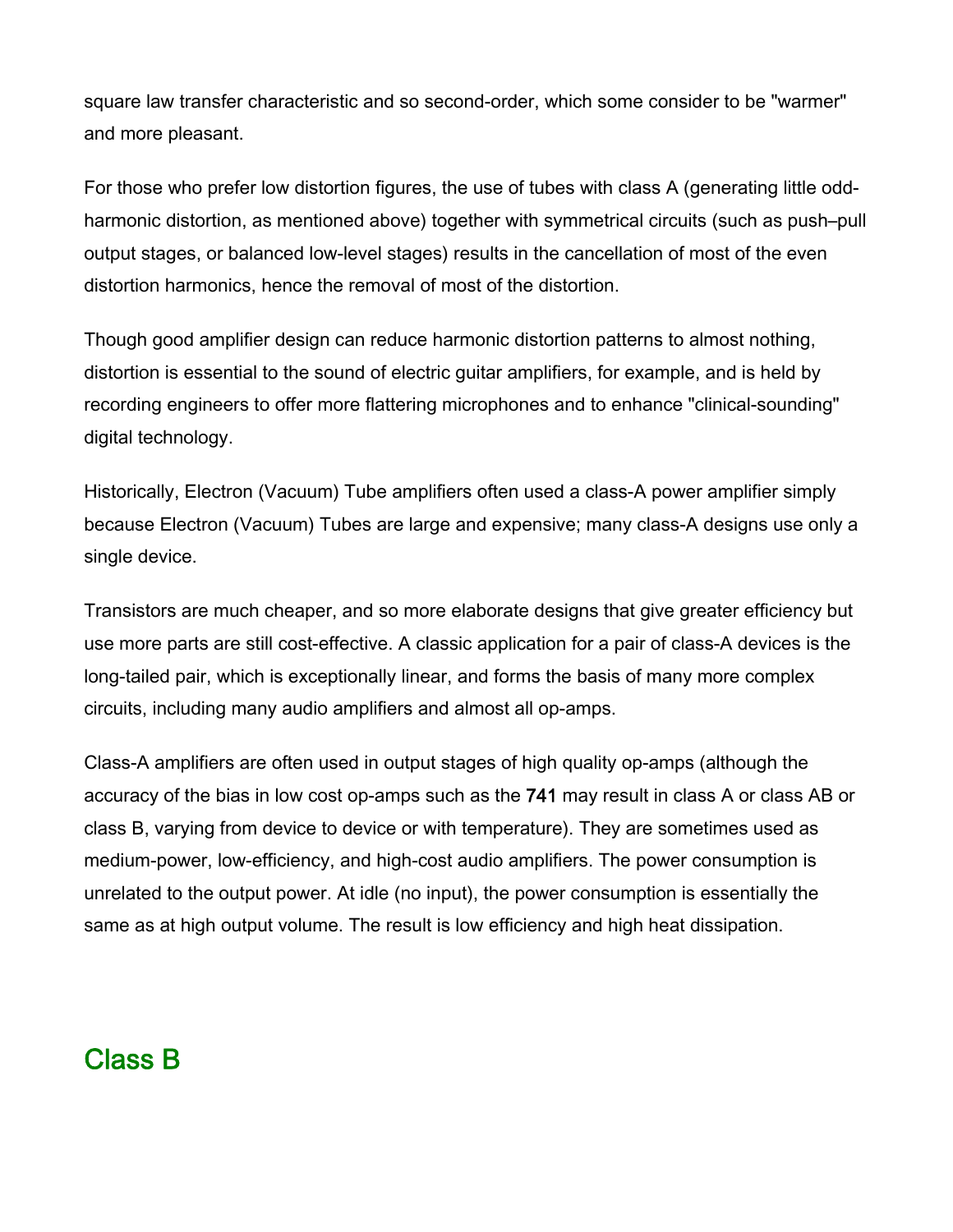square law transfer characteristic and so second-order, which some consider to be "warmer" and more pleasant.

For those who prefer low distortion figures, the use of tubes with class A (generating little odd-harmonic distortion, as mentioned above) together with symmetrical circuits (such as push–pull output stages, or balanced low-level stages) results in the cancellation of most of the even distortion harmonics, hence the removal of most of the distortion.

Though good amplifier design can reduce harmonic distortion patterns to almost nothing, distortion is essential to the sound of electric guitar amplifiers, for example, and is held by recording engineers to offer more flattering microphones and to enhance "clinical-sounding" digital technology.

Historically, Electron (Vacuum) Tube amplifiers often used a class-A power amplifier simply because Electron (Vacuum) Tubes are large and expensive; many class-A designs use only a single device.

Transistors are much cheaper, and so more elaborate designs that give greater efficiency but use more parts are still cost-effective. A classic application for a pair of class-A devices is the long-tailed pair, which is exceptionally linear, and forms the basis of many more complex circuits, including many audio amplifiers and almost all op-amps.

Class-A amplifiers are often used in output stages of high quality op-amps (although the accuracy of the bias in low cost op-amps such as the **741** may result in class A or class AB or class B, varying from device to device or with temperature). They are sometimes used as medium-power, low-efficiency, and high-cost audio amplifiers. The power consumption is unrelated to the output power. At idle (no input), the power consumption is essentially the same as at high output volume. The result is low efficiency and high heat dissipation.

## Class B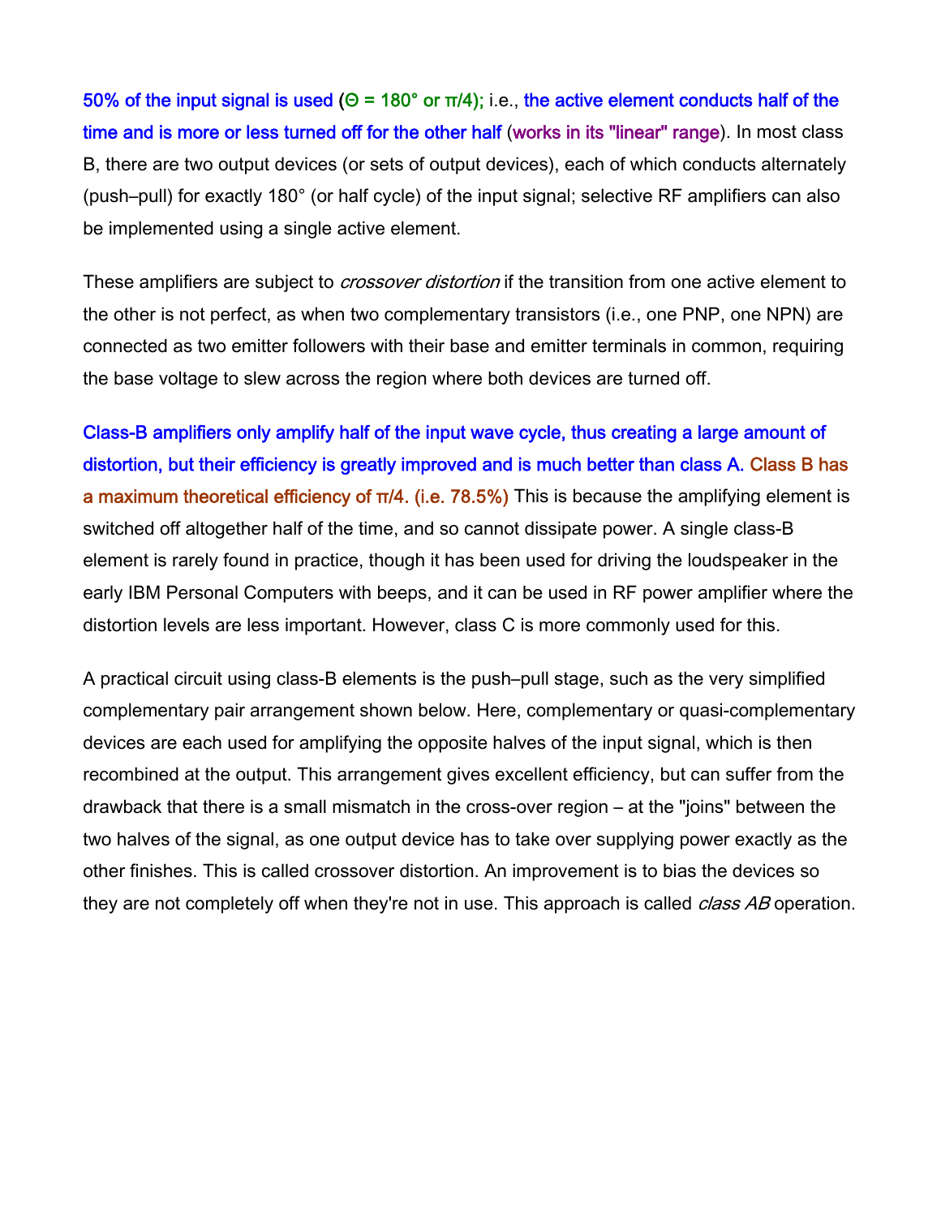50% of the input signal is used ($\Theta = 180°$ or $\pi/4$); i.e., the active element conducts half of the time and is more or less turned off for the other half (works in its "linear" range). In most class B, there are two output devices (or sets of output devices), each of which conducts alternately (push–pull) for exactly 180° (or half cycle) of the input signal; selective RF amplifiers can also be implemented using a single active element.

These amplifiers are subject to *crossover distortion* if the transition from one active element to the other is not perfect, as when two complementary transistors (i.e., one PNP, one NPN) are connected as two emitter followers with their base and emitter terminals in common, requiring the base voltage to slew across the region where both devices are turned off.

Class-B amplifiers only amplify half of the input wave cycle, thus creating a large amount of distortion, but their efficiency is greatly improved and is much better than class A. Class B has a maximum theoretical efficiency of $\pi/4$. (i.e. 78.5%) This is because the amplifying element is switched off altogether half of the time, and so cannot dissipate power. A single class-B element is rarely found in practice, though it has been used for driving the loudspeaker in the early IBM Personal Computers with beeps, and it can be used in RF power amplifier where the distortion levels are less important. However, class C is more commonly used for this.

A practical circuit using class-B elements is the push–pull stage, such as the very simplified complementary pair arrangement shown below. Here, complementary or quasi-complementary devices are each used for amplifying the opposite halves of the input signal, which is then recombined at the output. This arrangement gives excellent efficiency, but can suffer from the drawback that there is a small mismatch in the cross-over region – at the "joins" between the two halves of the signal, as one output device has to take over supplying power exactly as the other finishes. This is called crossover distortion. An improvement is to bias the devices so they are not completely off when they're not in use. This approach is called *class AB* operation.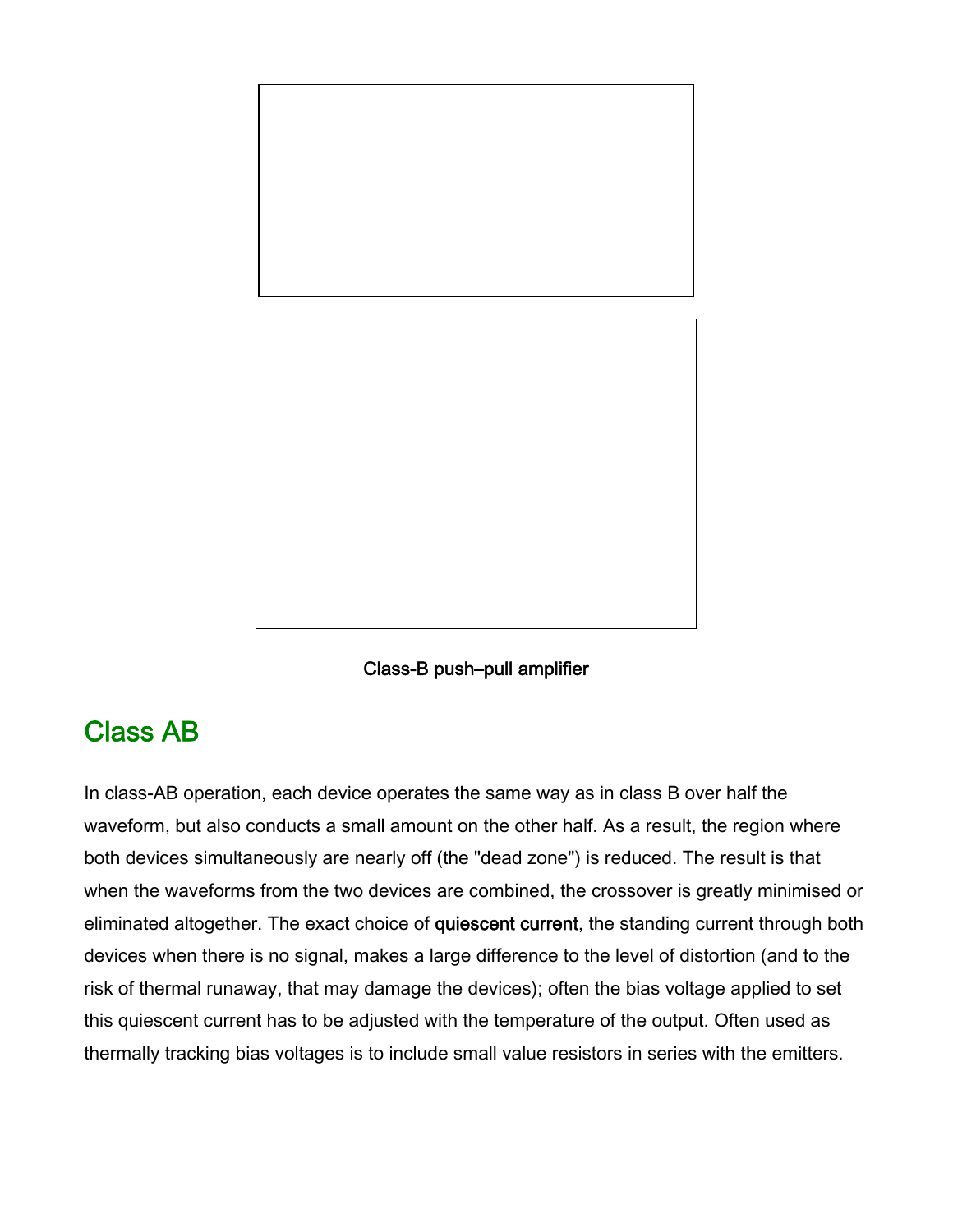Class-B push–pull amplifier

## Class AB

In class-AB operation, each device operates the same way as in class B over half the waveform, but also conducts a small amount on the other half. As a result, the region where both devices simultaneously are nearly off (the "dead zone") is reduced. The result is that when the waveforms from the two devices are combined, the crossover is greatly minimised or eliminated altogether. The exact choice of quiescent current, the standing current through both devices when there is no signal, makes a large difference to the level of distortion (and to the risk of thermal runaway, that may damage the devices); often the bias voltage applied to set this quiescent current has to be adjusted with the temperature of the output. Often used as thermally tracking bias voltages is to include small value resistors in series with the emitters.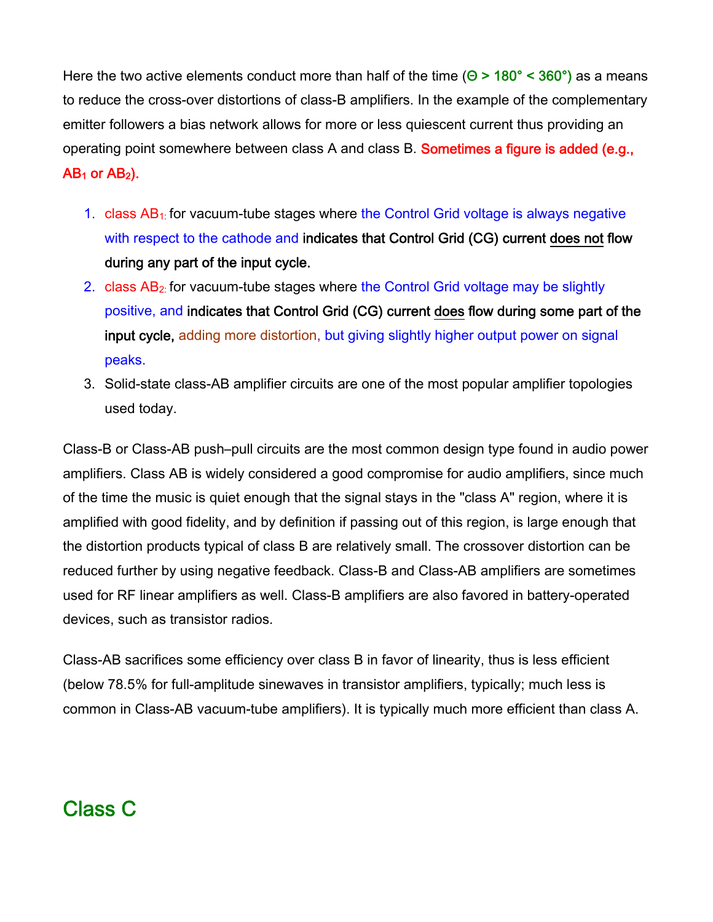Here the two active elements conduct more than half of the time ($\Theta > 180° < 360°$) as a means to reduce the cross-over distortions of class-B amplifiers. In the example of the complementary emitter followers a bias network allows for more or less quiescent current thus providing an operating point somewhere between class A and class B. Sometimes a figure is added (e.g., $AB_1$ or $AB_2$).

1. class $AB_1$: for vacuum-tube stages where the Control Grid voltage is always negative with respect to the cathode and **indicates that Control Grid (CG) current does not flow during any part of the input cycle.**
2. class $AB_2$: for vacuum-tube stages where the Control Grid voltage may be slightly positive, and **indicates that Control Grid (CG) current does flow during some part of the input cycle,** adding more distortion, but giving slightly higher output power on signal peaks.
3. Solid-state class-AB amplifier circuits are one of the most popular amplifier topologies used today.

Class-B or Class-AB push–pull circuits are the most common design type found in audio power amplifiers. Class AB is widely considered a good compromise for audio amplifiers, since much of the time the music is quiet enough that the signal stays in the "class A" region, where it is amplified with good fidelity, and by definition if passing out of this region, is large enough that the distortion products typical of class B are relatively small. The crossover distortion can be reduced further by using negative feedback. Class-B and Class-AB amplifiers are sometimes used for RF linear amplifiers as well. Class-B amplifiers are also favored in battery-operated devices, such as transistor radios.

Class-AB sacrifices some efficiency over class B in favor of linearity, thus is less efficient (below 78.5% for full-amplitude sinewaves in transistor amplifiers, typically; much less is common in Class-AB vacuum-tube amplifiers). It is typically much more efficient than class A.

## Class C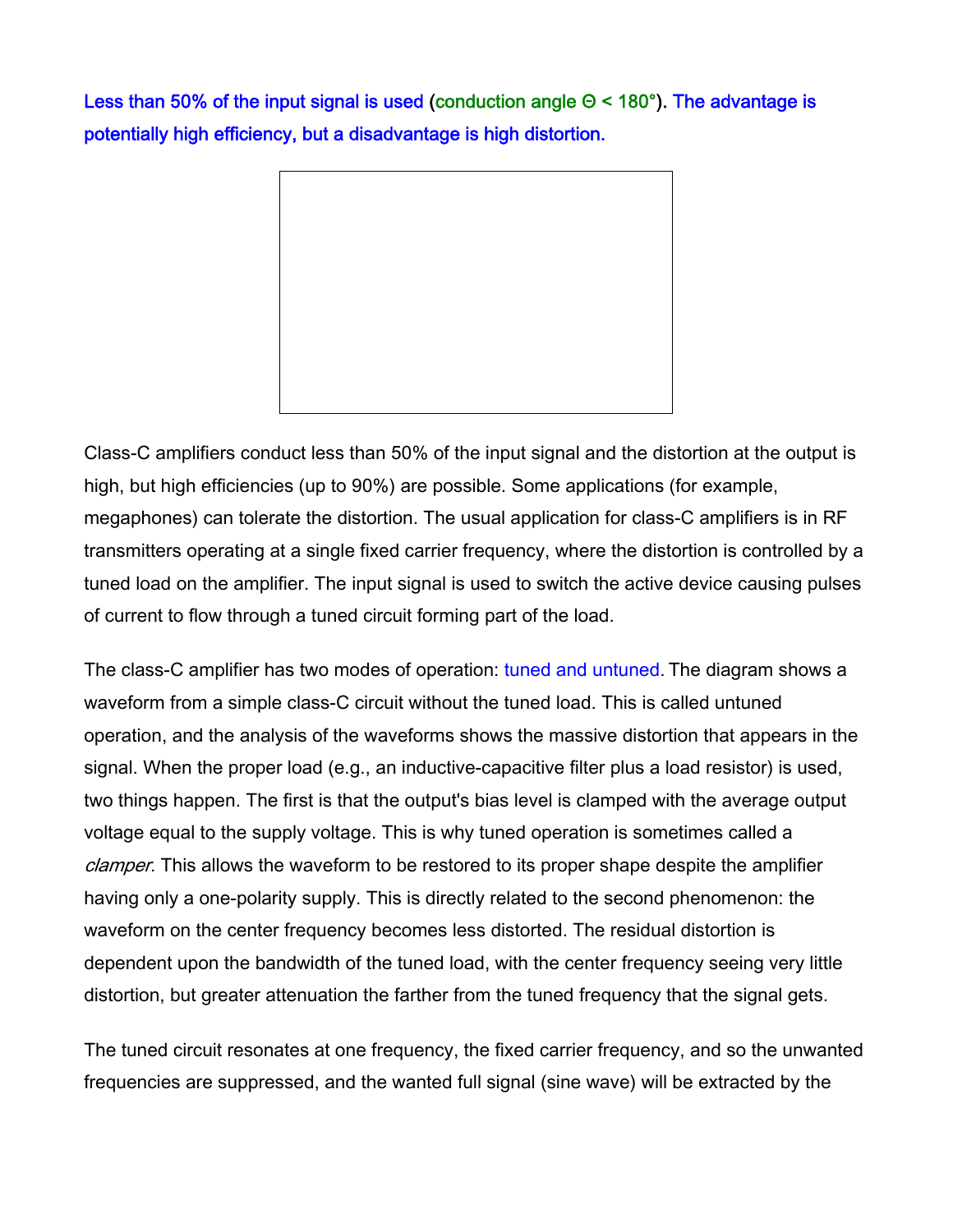Less than 50% of the input signal is used (conduction angle Θ < 180°). The advantage is potentially high efficiency, but a disadvantage is high distortion.

Class-C amplifiers conduct less than 50% of the input signal and the distortion at the output is high, but high efficiencies (up to 90%) are possible. Some applications (for example, megaphones) can tolerate the distortion. The usual application for class-C amplifiers is in RF transmitters operating at a single fixed carrier frequency, where the distortion is controlled by a tuned load on the amplifier. The input signal is used to switch the active device causing pulses of current to flow through a tuned circuit forming part of the load.

The class-C amplifier has two modes of operation: tuned and untuned. The diagram shows a waveform from a simple class-C circuit without the tuned load. This is called untuned operation, and the analysis of the waveforms shows the massive distortion that appears in the signal. When the proper load (e.g., an inductive-capacitive filter plus a load resistor) is used, two things happen. The first is that the output's bias level is clamped with the average output voltage equal to the supply voltage. This is why tuned operation is sometimes called a *clamper*. This allows the waveform to be restored to its proper shape despite the amplifier having only a one-polarity supply. This is directly related to the second phenomenon: the waveform on the center frequency becomes less distorted. The residual distortion is dependent upon the bandwidth of the tuned load, with the center frequency seeing very little distortion, but greater attenuation the farther from the tuned frequency that the signal gets.

The tuned circuit resonates at one frequency, the fixed carrier frequency, and so the unwanted frequencies are suppressed, and the wanted full signal (sine wave) will be extracted by the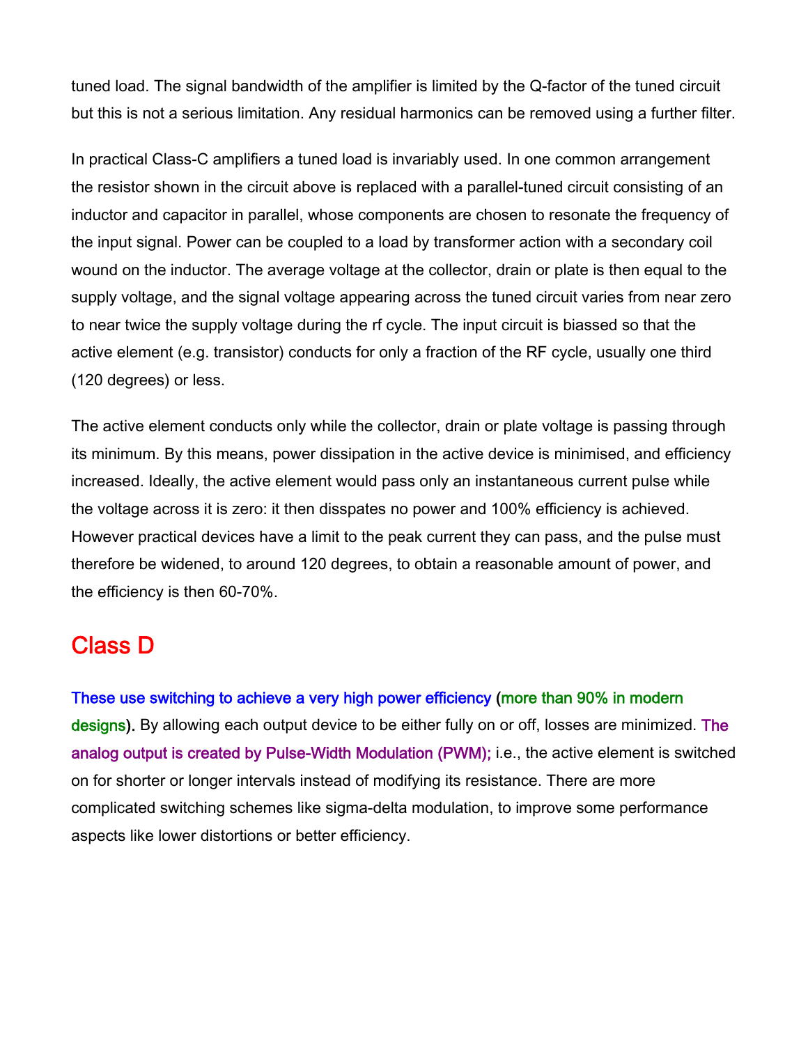tuned load. The signal bandwidth of the amplifier is limited by the Q-factor of the tuned circuit but this is not a serious limitation. Any residual harmonics can be removed using a further filter.

In practical Class-C amplifiers a tuned load is invariably used. In one common arrangement the resistor shown in the circuit above is replaced with a parallel-tuned circuit consisting of an inductor and capacitor in parallel, whose components are chosen to resonate the frequency of the input signal. Power can be coupled to a load by transformer action with a secondary coil wound on the inductor. The average voltage at the collector, drain or plate is then equal to the supply voltage, and the signal voltage appearing across the tuned circuit varies from near zero to near twice the supply voltage during the rf cycle. The input circuit is biassed so that the active element (e.g. transistor) conducts for only a fraction of the RF cycle, usually one third (120 degrees) or less.

The active element conducts only while the collector, drain or plate voltage is passing through its minimum. By this means, power dissipation in the active device is minimised, and efficiency increased. Ideally, the active element would pass only an instantaneous current pulse while the voltage across it is zero: it then disspates no power and 100% efficiency is achieved. However practical devices have a limit to the peak current they can pass, and the pulse must therefore be widened, to around 120 degrees, to obtain a reasonable amount of power, and the efficiency is then 60-70%.

## Class D

These use switching to achieve a very high power efficiency (more than 90% in modern designs). By allowing each output device to be either fully on or off, losses are minimized. The analog output is created by Pulse-Width Modulation (PWM); i.e., the active element is switched on for shorter or longer intervals instead of modifying its resistance. There are more complicated switching schemes like sigma-delta modulation, to improve some performance aspects like lower distortions or better efficiency.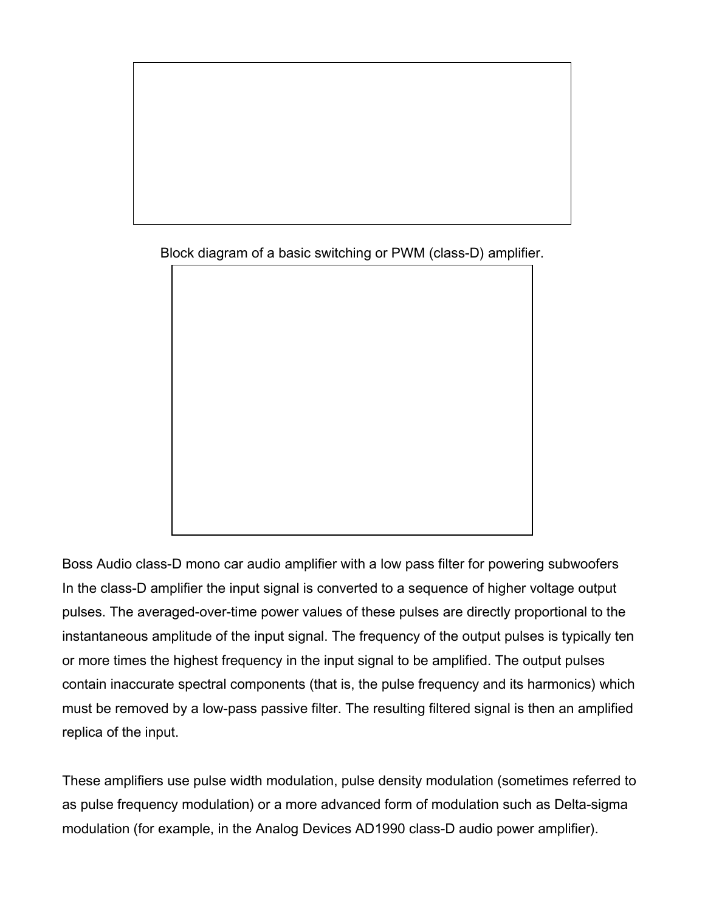Block diagram of a basic switching or PWM (class-D) amplifier.

Boss Audio class-D mono car audio amplifier with a low pass filter for powering subwoofers

In the class-D amplifier the input signal is converted to a sequence of higher voltage output pulses. The averaged-over-time power values of these pulses are directly proportional to the instantaneous amplitude of the input signal. The frequency of the output pulses is typically ten or more times the highest frequency in the input signal to be amplified. The output pulses contain inaccurate spectral components (that is, the pulse frequency and its harmonics) which must be removed by a low-pass passive filter. The resulting filtered signal is then an amplified replica of the input.

These amplifiers use pulse width modulation, pulse density modulation (sometimes referred to as pulse frequency modulation) or a more advanced form of modulation such as Delta-sigma modulation (for example, in the Analog Devices AD1990 class-D audio power amplifier).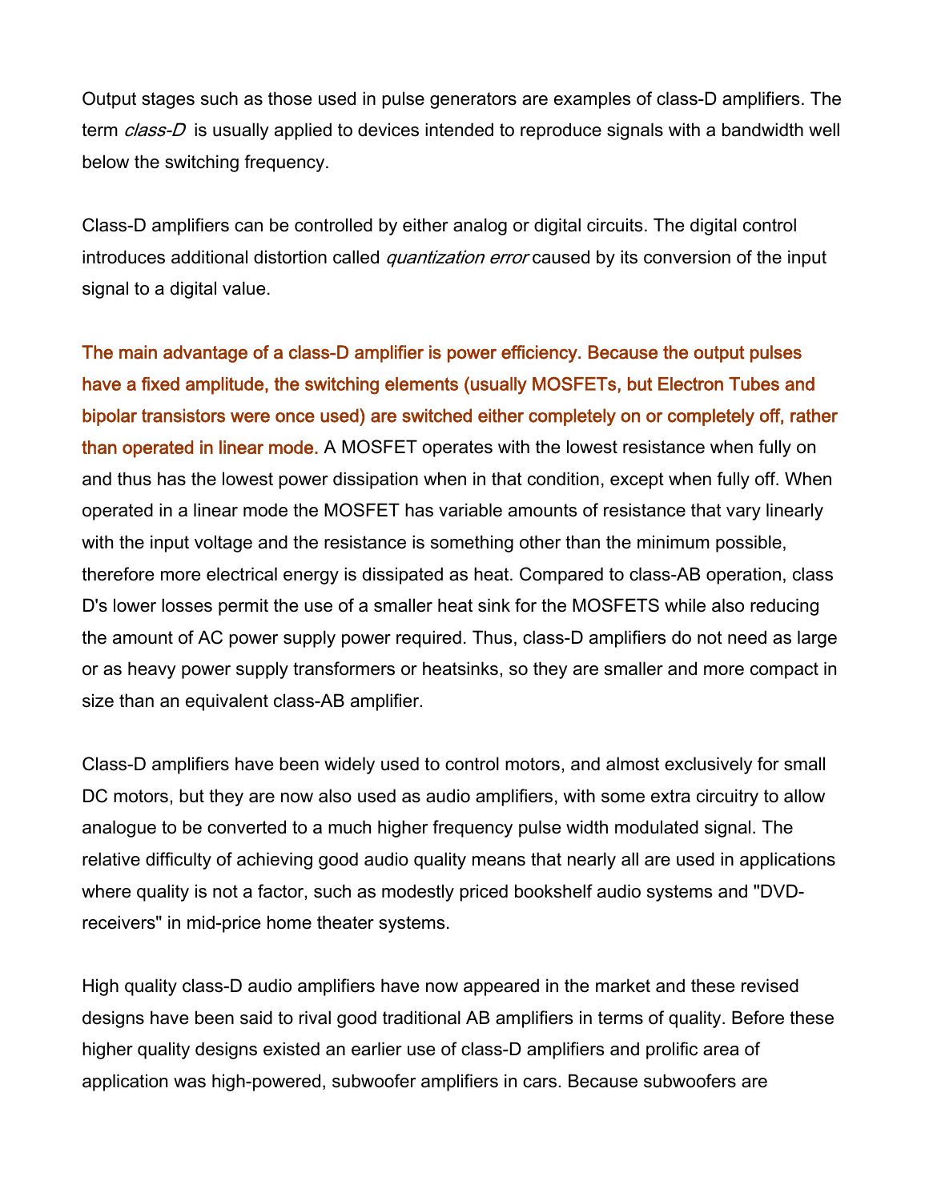Output stages such as those used in pulse generators are examples of class-D amplifiers. The term *class-D* is usually applied to devices intended to reproduce signals with a bandwidth well below the switching frequency.

Class-D amplifiers can be controlled by either analog or digital circuits. The digital control introduces additional distortion called *quantization error* caused by its conversion of the input signal to a digital value.

The main advantage of a class-D amplifier is power efficiency. Because the output pulses have a fixed amplitude, the switching elements (usually MOSFETs, but Electron Tubes and bipolar transistors were once used) are switched either completely on or completely off, rather than operated in linear mode. A MOSFET operates with the lowest resistance when fully on and thus has the lowest power dissipation when in that condition, except when fully off. When operated in a linear mode the MOSFET has variable amounts of resistance that vary linearly with the input voltage and the resistance is something other than the minimum possible, therefore more electrical energy is dissipated as heat. Compared to class-AB operation, class D's lower losses permit the use of a smaller heat sink for the MOSFETS while also reducing the amount of AC power supply power required. Thus, class-D amplifiers do not need as large or as heavy power supply transformers or heatsinks, so they are smaller and more compact in size than an equivalent class-AB amplifier.

Class-D amplifiers have been widely used to control motors, and almost exclusively for small DC motors, but they are now also used as audio amplifiers, with some extra circuitry to allow analogue to be converted to a much higher frequency pulse width modulated signal. The relative difficulty of achieving good audio quality means that nearly all are used in applications where quality is not a factor, such as modestly priced bookshelf audio systems and "DVD-receivers" in mid-price home theater systems.

High quality class-D audio amplifiers have now appeared in the market and these revised designs have been said to rival good traditional AB amplifiers in terms of quality. Before these higher quality designs existed an earlier use of class-D amplifiers and prolific area of application was high-powered, subwoofer amplifiers in cars. Because subwoofers are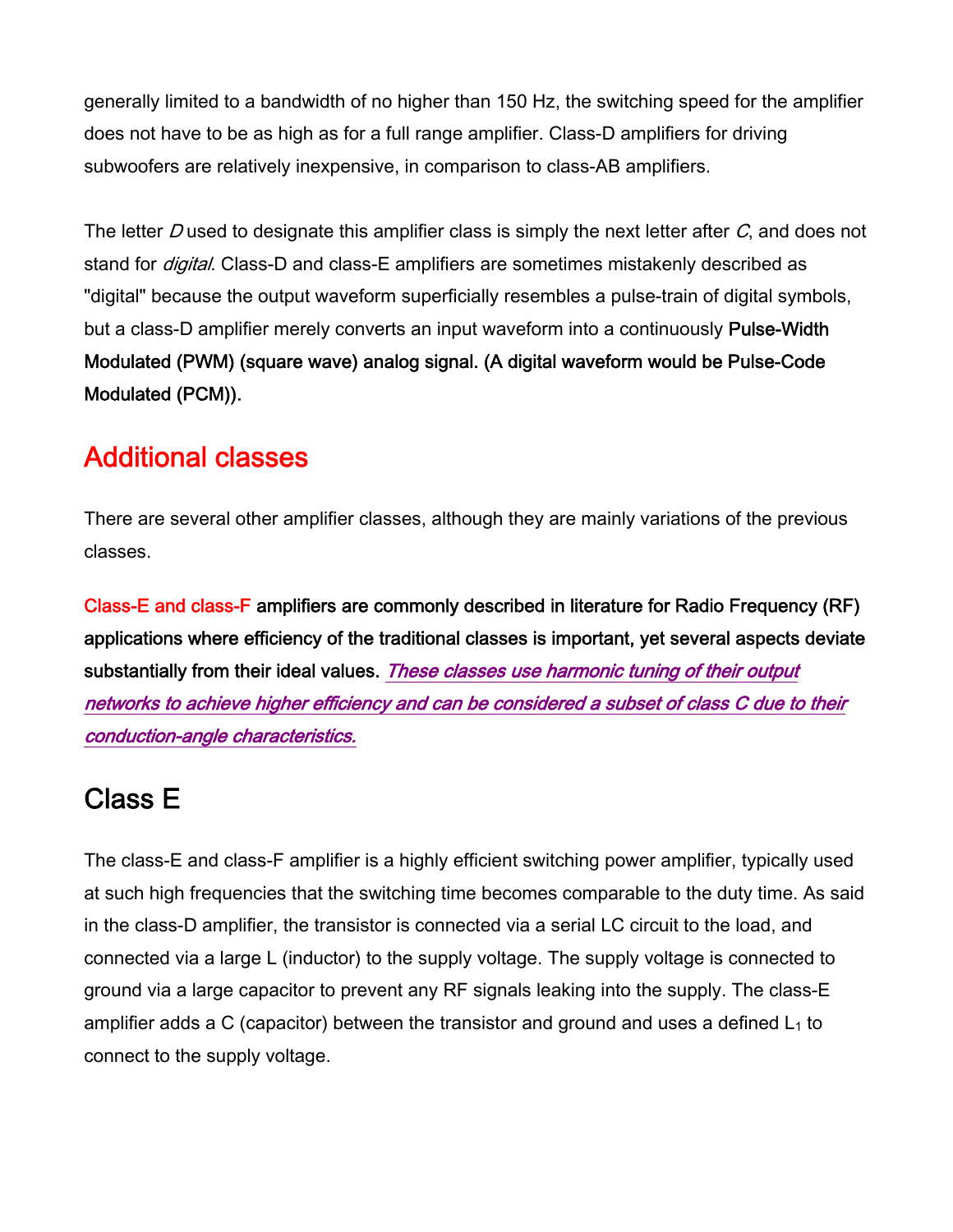generally limited to a bandwidth of no higher than 150 Hz, the switching speed for the amplifier does not have to be as high as for a full range amplifier. Class-D amplifiers for driving subwoofers are relatively inexpensive, in comparison to class-AB amplifiers.

The letter *D* used to designate this amplifier class is simply the next letter after *C*, and does not stand for *digital*. Class-D and class-E amplifiers are sometimes mistakenly described as "digital" because the output waveform superficially resembles a pulse-train of digital symbols, but a class-D amplifier merely converts an input waveform into a continuously **Pulse-Width Modulated (PWM) (square wave) analog signal. (A digital waveform would be Pulse-Code Modulated (PCM)).**

## Additional classes

There are several other amplifier classes, although they are mainly variations of the previous classes.

**Class-E and class-F amplifiers are commonly described in literature for Radio Frequency (RF) applications where efficiency of the traditional classes is important, yet several aspects deviate substantially from their ideal values.** *These classes use harmonic tuning of their output networks to achieve higher efficiency and can be considered a subset of class C due to their conduction-angle characteristics.*

## Class E

The class-E and class-F amplifier is a highly efficient switching power amplifier, typically used at such high frequencies that the switching time becomes comparable to the duty time. As said in the class-D amplifier, the transistor is connected via a serial LC circuit to the load, and connected via a large L (inductor) to the supply voltage. The supply voltage is connected to ground via a large capacitor to prevent any RF signals leaking into the supply. The class-E amplifier adds a C (capacitor) between the transistor and ground and uses a defined $L_1$ to connect to the supply voltage.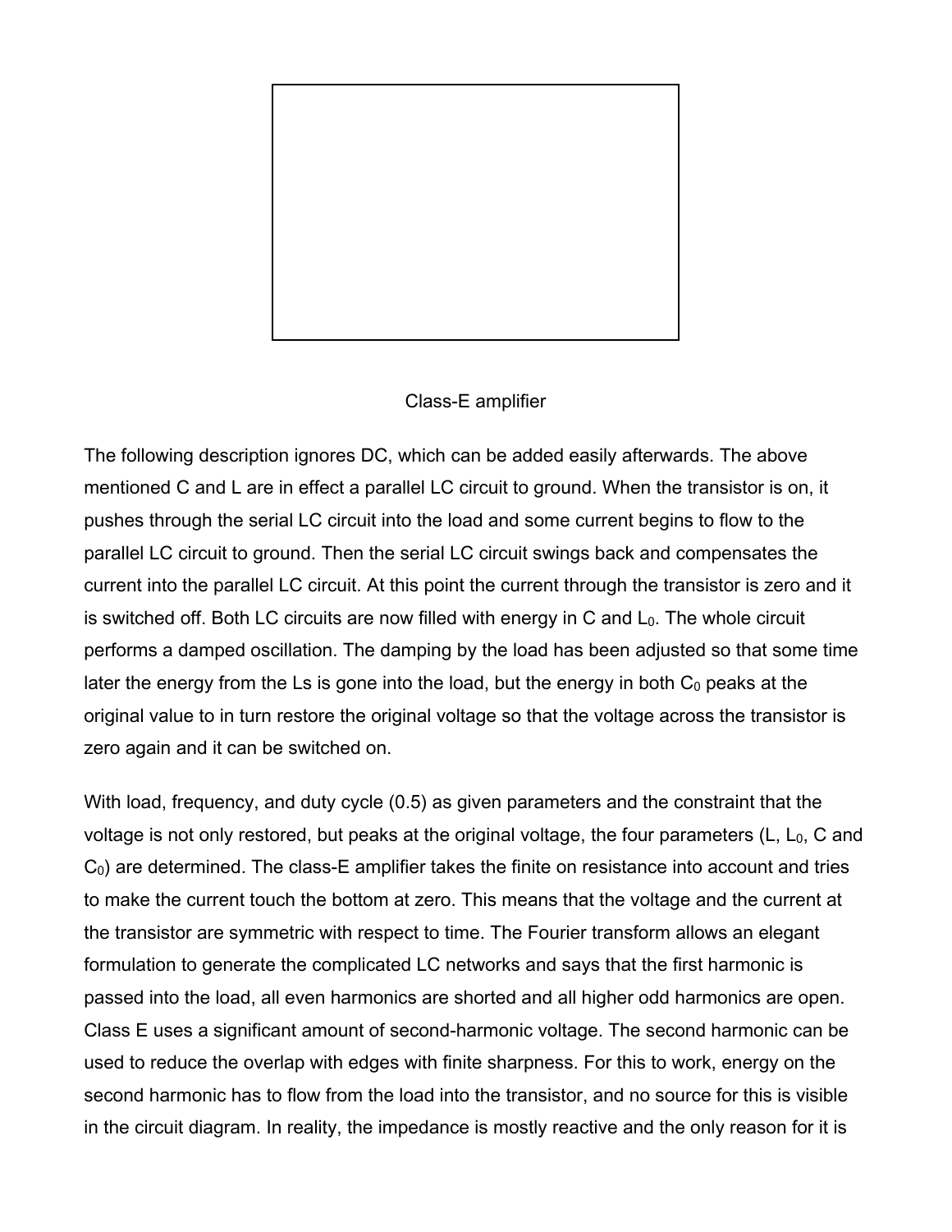Class-E amplifier

The following description ignores DC, which can be added easily afterwards. The above mentioned C and L are in effect a parallel LC circuit to ground. When the transistor is on, it pushes through the serial LC circuit into the load and some current begins to flow to the parallel LC circuit to ground. Then the serial LC circuit swings back and compensates the current into the parallel LC circuit. At this point the current through the transistor is zero and it is switched off. Both LC circuits are now filled with energy in C and $L_0$. The whole circuit performs a damped oscillation. The damping by the load has been adjusted so that some time later the energy from the Ls is gone into the load, but the energy in both $C_0$ peaks at the original value to in turn restore the original voltage so that the voltage across the transistor is zero again and it can be switched on.

With load, frequency, and duty cycle (0.5) as given parameters and the constraint that the voltage is not only restored, but peaks at the original voltage, the four parameters (L, $L_0$, C and $C_0$) are determined. The class-E amplifier takes the finite on resistance into account and tries to make the current touch the bottom at zero. This means that the voltage and the current at the transistor are symmetric with respect to time. The Fourier transform allows an elegant formulation to generate the complicated LC networks and says that the first harmonic is passed into the load, all even harmonics are shorted and all higher odd harmonics are open. Class E uses a significant amount of second-harmonic voltage. The second harmonic can be used to reduce the overlap with edges with finite sharpness. For this to work, energy on the second harmonic has to flow from the load into the transistor, and no source for this is visible in the circuit diagram. In reality, the impedance is mostly reactive and the only reason for it is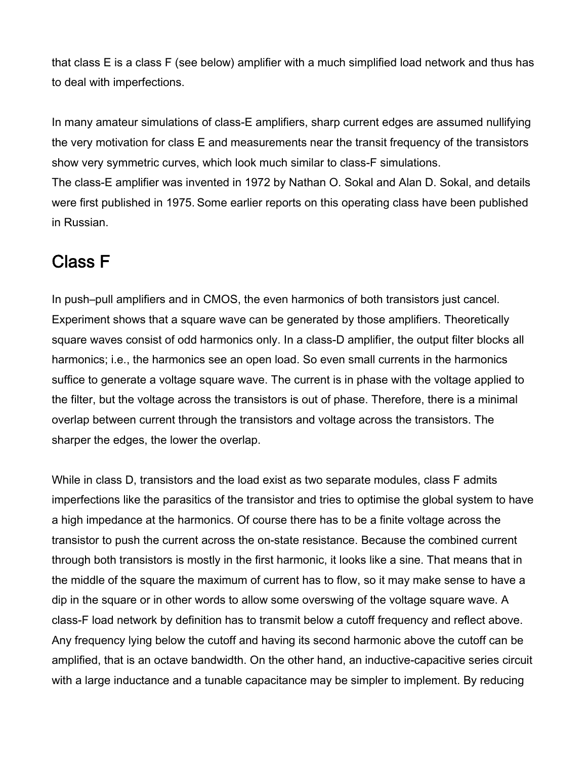that class E is a class F (see below) amplifier with a much simplified load network and thus has to deal with imperfections.

In many amateur simulations of class-E amplifiers, sharp current edges are assumed nullifying the very motivation for class E and measurements near the transit frequency of the transistors show very symmetric curves, which look much similar to class-F simulations.
The class-E amplifier was invented in 1972 by Nathan O. Sokal and Alan D. Sokal, and details were first published in 1975. Some earlier reports on this operating class have been published in Russian.

## Class F

In push–pull amplifiers and in CMOS, the even harmonics of both transistors just cancel. Experiment shows that a square wave can be generated by those amplifiers. Theoretically square waves consist of odd harmonics only. In a class-D amplifier, the output filter blocks all harmonics; i.e., the harmonics see an open load. So even small currents in the harmonics suffice to generate a voltage square wave. The current is in phase with the voltage applied to the filter, but the voltage across the transistors is out of phase. Therefore, there is a minimal overlap between current through the transistors and voltage across the transistors. The sharper the edges, the lower the overlap.

While in class D, transistors and the load exist as two separate modules, class F admits imperfections like the parasitics of the transistor and tries to optimise the global system to have a high impedance at the harmonics. Of course there has to be a finite voltage across the transistor to push the current across the on-state resistance. Because the combined current through both transistors is mostly in the first harmonic, it looks like a sine. That means that in the middle of the square the maximum of current has to flow, so it may make sense to have a dip in the square or in other words to allow some overswing of the voltage square wave. A class-F load network by definition has to transmit below a cutoff frequency and reflect above. Any frequency lying below the cutoff and having its second harmonic above the cutoff can be amplified, that is an octave bandwidth. On the other hand, an inductive-capacitive series circuit with a large inductance and a tunable capacitance may be simpler to implement. By reducing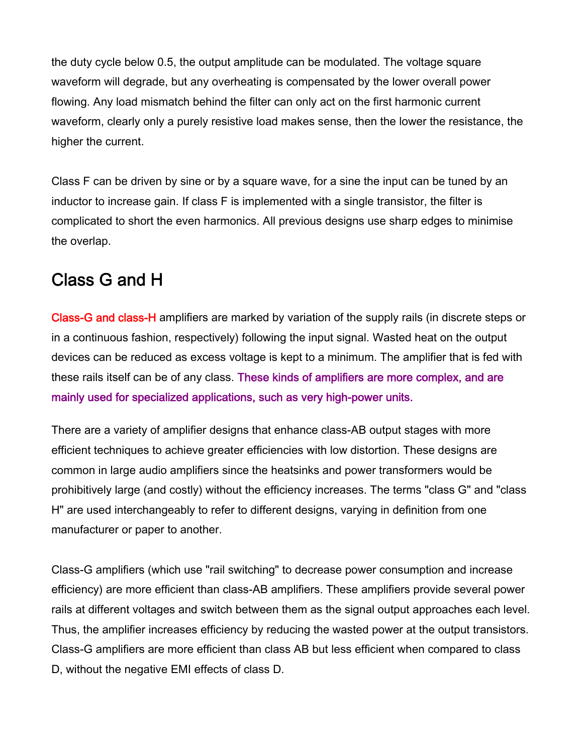the duty cycle below 0.5, the output amplitude can be modulated. The voltage square waveform will degrade, but any overheating is compensated by the lower overall power flowing. Any load mismatch behind the filter can only act on the first harmonic current waveform, clearly only a purely resistive load makes sense, then the lower the resistance, the higher the current.

Class F can be driven by sine or by a square wave, for a sine the input can be tuned by an inductor to increase gain. If class F is implemented with a single transistor, the filter is complicated to short the even harmonics. All previous designs use sharp edges to minimise the overlap.

## Class G and H

Class-G and class-H amplifiers are marked by variation of the supply rails (in discrete steps or in a continuous fashion, respectively) following the input signal. Wasted heat on the output devices can be reduced as excess voltage is kept to a minimum. The amplifier that is fed with these rails itself can be of any class. These kinds of amplifiers are more complex, and are mainly used for specialized applications, such as very high-power units.

There are a variety of amplifier designs that enhance class-AB output stages with more efficient techniques to achieve greater efficiencies with low distortion. These designs are common in large audio amplifiers since the heatsinks and power transformers would be prohibitively large (and costly) without the efficiency increases. The terms "class G" and "class H" are used interchangeably to refer to different designs, varying in definition from one manufacturer or paper to another.

Class-G amplifiers (which use "rail switching" to decrease power consumption and increase efficiency) are more efficient than class-AB amplifiers. These amplifiers provide several power rails at different voltages and switch between them as the signal output approaches each level. Thus, the amplifier increases efficiency by reducing the wasted power at the output transistors. Class-G amplifiers are more efficient than class AB but less efficient when compared to class D, without the negative EMI effects of class D.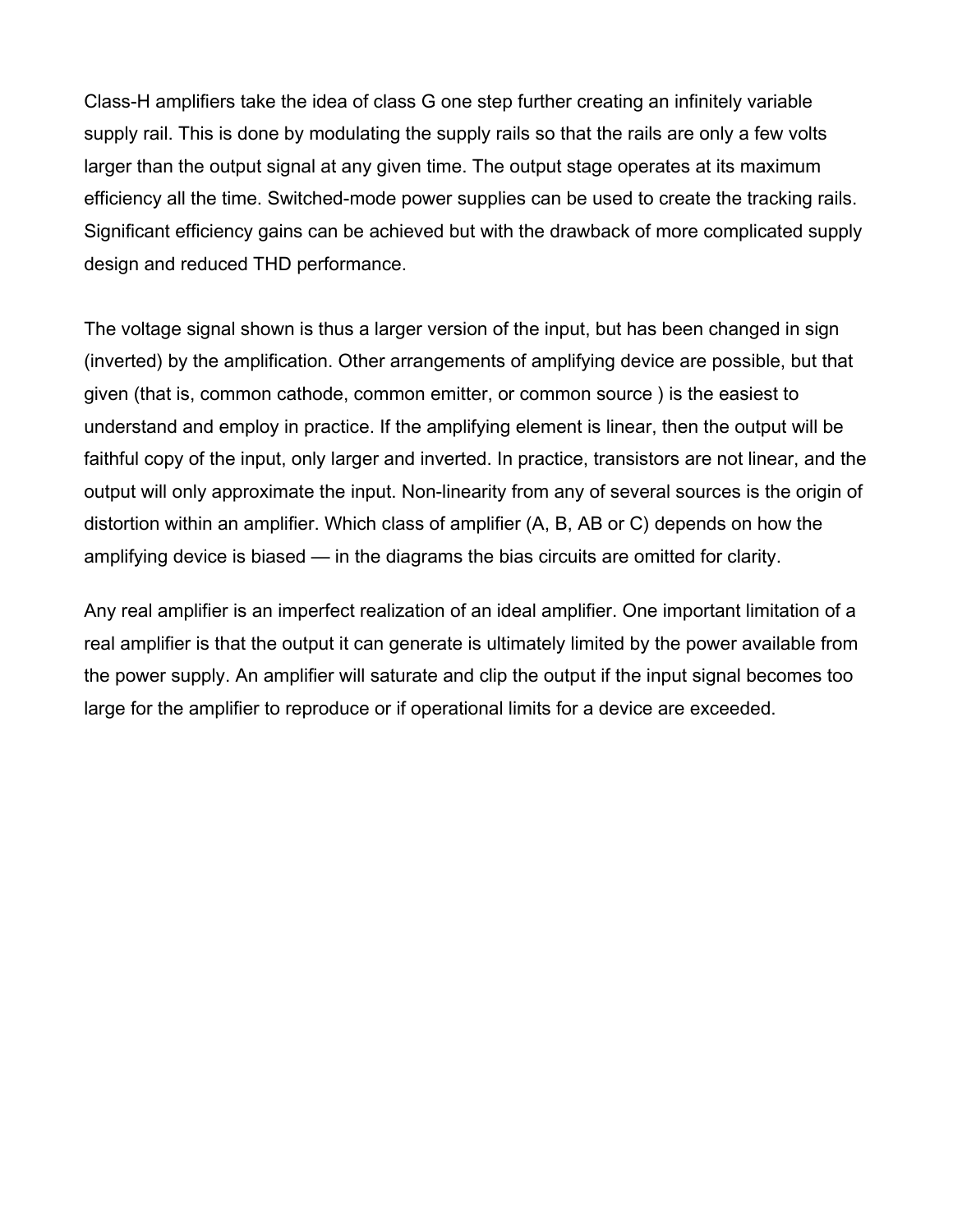Class-H amplifiers take the idea of class G one step further creating an infinitely variable supply rail. This is done by modulating the supply rails so that the rails are only a few volts larger than the output signal at any given time. The output stage operates at its maximum efficiency all the time. Switched-mode power supplies can be used to create the tracking rails. Significant efficiency gains can be achieved but with the drawback of more complicated supply design and reduced THD performance.

The voltage signal shown is thus a larger version of the input, but has been changed in sign (inverted) by the amplification. Other arrangements of amplifying device are possible, but that given (that is, common cathode, common emitter, or common source ) is the easiest to understand and employ in practice. If the amplifying element is linear, then the output will be faithful copy of the input, only larger and inverted. In practice, transistors are not linear, and the output will only approximate the input. Non-linearity from any of several sources is the origin of distortion within an amplifier. Which class of amplifier (A, B, AB or C) depends on how the amplifying device is biased — in the diagrams the bias circuits are omitted for clarity.

Any real amplifier is an imperfect realization of an ideal amplifier. One important limitation of a real amplifier is that the output it can generate is ultimately limited by the power available from the power supply. An amplifier will saturate and clip the output if the input signal becomes too large for the amplifier to reproduce or if operational limits for a device are exceeded.